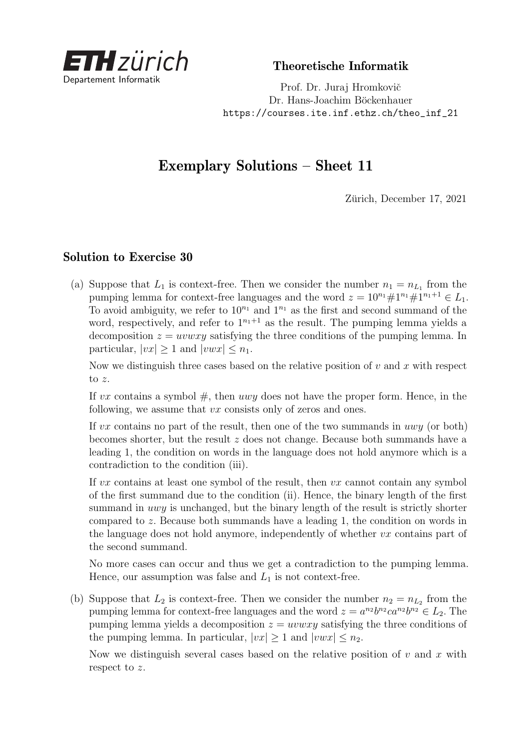ETH zürich
Departement Informatik

**Theoretische Informatik**

Prof. Dr. Juraj Hromkovič
Dr. Hans-Joachim Böckenhauer
https://courses.ite.inf.ethz.ch/theo_inf_21

# Exemplary Solutions – Sheet 11

Zürich, December 17, 2021

## Solution to Exercise 30

(a) Suppose that $L_1$ is context-free. Then we consider the number $n_1 = n_{L_1}$ from the pumping lemma for context-free languages and the word $z = 10^{n_1}\#1^{n_1}\#1^{n_1+1} \in L_1$. To avoid ambiguity, we refer to $10^{n_1}$ and $1^{n_1}$ as the first and second summand of the word, respectively, and refer to $1^{n_1+1}$ as the result. The pumping lemma yields a decomposition $z = uvwxy$ satisfying the three conditions of the pumping lemma. In particular, $|vx| \geq 1$ and $|vwx| \leq n_1$.

Now we distinguish three cases based on the relative position of $v$ and $x$ with respect to $z$.

If $vx$ contains a symbol #, then $uwy$ does not have the proper form. Hence, in the following, we assume that $vx$ consists only of zeros and ones.

If $vx$ contains no part of the result, then one of the two summands in $uwy$ (or both) becomes shorter, but the result $z$ does not change. Because both summands have a leading 1, the condition on words in the language does not hold anymore which is a contradiction to the condition (iii).

If $vx$ contains at least one symbol of the result, then $vx$ cannot contain any symbol of the first summand due to the condition (ii). Hence, the binary length of the first summand in $uwy$ is unchanged, but the binary length of the result is strictly shorter compared to $z$. Because both summands have a leading 1, the condition on words in the language does not hold anymore, independently of whether $vx$ contains part of the second summand.

No more cases can occur and thus we get a contradiction to the pumping lemma. Hence, our assumption was false and $L_1$ is not context-free.

(b) Suppose that $L_2$ is context-free. Then we consider the number $n_2 = n_{L_2}$ from the pumping lemma for context-free languages and the word $z = a^{n_2}b^{n_2}ca^{n_2}b^{n_2} \in L_2$. The pumping lemma yields a decomposition $z = uvwxy$ satisfying the three conditions of the pumping lemma. In particular, $|vx| \geq 1$ and $|vwx| \leq n_2$.

Now we distinguish several cases based on the relative position of $v$ and $x$ with respect to $z$.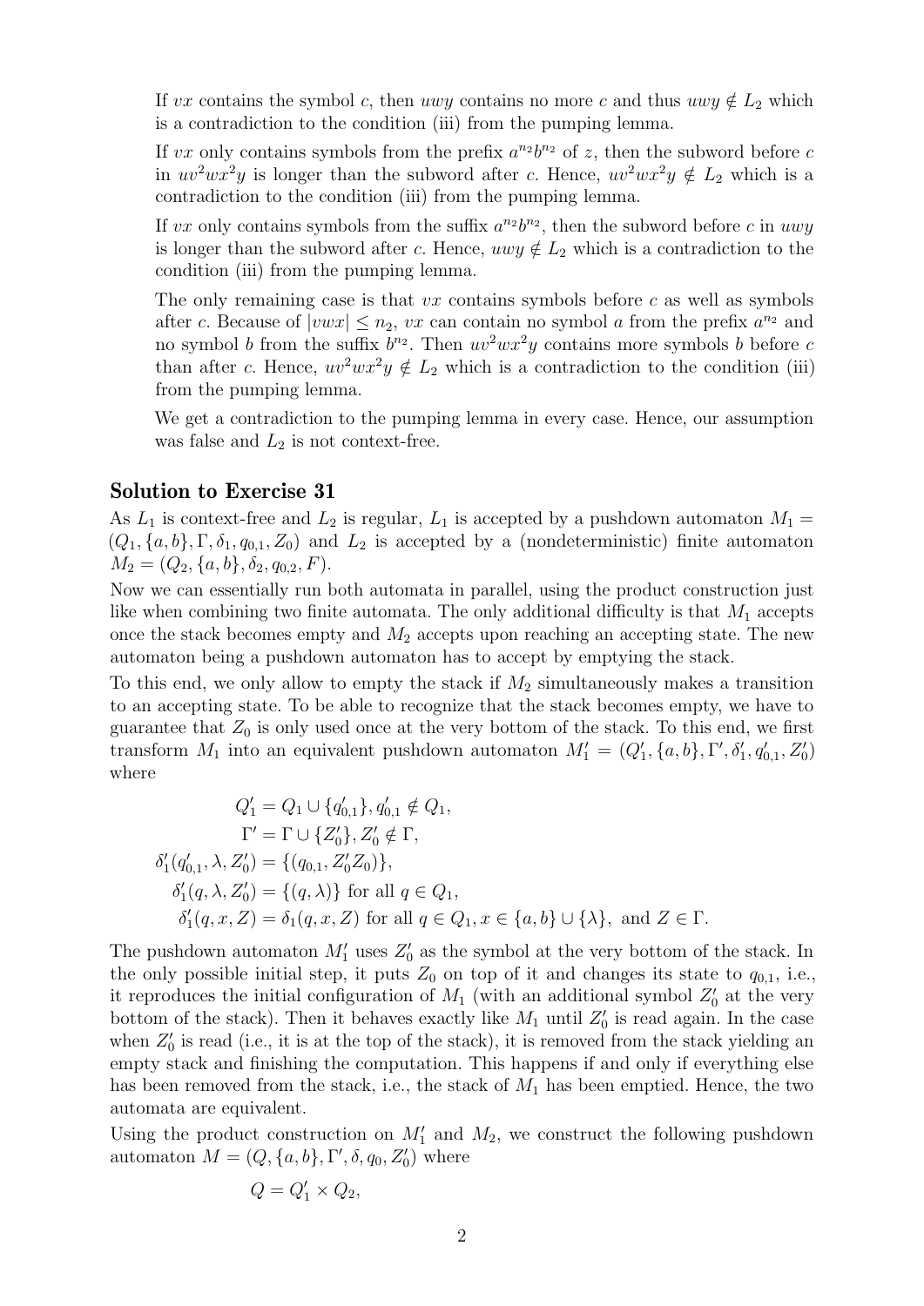If $vx$ contains the symbol $c$, then $uwy$ contains no more $c$ and thus $uwy \notin L_2$ which is a contradiction to the condition (iii) from the pumping lemma.

If $vx$ only contains symbols from the prefix $a^{n_2}b^{n_2}$ of $z$, then the subword before $c$ in $uv^2wx^2y$ is longer than the subword after $c$. Hence, $uv^2wx^2y \notin L_2$ which is a contradiction to the condition (iii) from the pumping lemma.

If $vx$ only contains symbols from the suffix $a^{n_2}b^{n_2}$, then the subword before $c$ in $uwy$ is longer than the subword after $c$. Hence, $uwy \notin L_2$ which is a contradiction to the condition (iii) from the pumping lemma.

The only remaining case is that $vx$ contains symbols before $c$ as well as symbols after $c$. Because of $|vwx| \leq n_2$, $vx$ can contain no symbol $a$ from the prefix $a^{n_2}$ and no symbol $b$ from the suffix $b^{n_2}$. Then $uv^2wx^2y$ contains more symbols $b$ before $c$ than after $c$. Hence, $uv^2wx^2y \notin L_2$ which is a contradiction to the condition (iii) from the pumping lemma.

We get a contradiction to the pumping lemma in every case. Hence, our assumption was false and $L_2$ is not context-free.

## Solution to Exercise 31

As $L_1$ is context-free and $L_2$ is regular, $L_1$ is accepted by a pushdown automaton $M_1 = (Q_1, \{a, b\}, \Gamma, \delta_1, q_{0,1}, Z_0)$ and $L_2$ is accepted by a (nondeterministic) finite automaton $M_2 = (Q_2, \{a, b\}, \delta_2, q_{0,2}, F)$.

Now we can essentially run both automata in parallel, using the product construction just like when combining two finite automata. The only additional difficulty is that $M_1$ accepts once the stack becomes empty and $M_2$ accepts upon reaching an accepting state. The new automaton being a pushdown automaton has to accept by emptying the stack.

To this end, we only allow to empty the stack if $M_2$ simultaneously makes a transition to an accepting state. To be able to recognize that the stack becomes empty, we have to guarantee that $Z_0$ is only used once at the very bottom of the stack. To this end, we first transform $M_1$ into an equivalent pushdown automaton $M_1' = (Q_1', \{a, b\}, \Gamma', \delta_1', q_{0,1}', Z_0')$ where

$$
\begin{aligned}
Q_1' &= Q_1 \cup \{q_{0,1}'\}, q_{0,1}' \notin Q_1, \\
\Gamma' &= \Gamma \cup \{Z_0'\}, Z_0' \notin \Gamma, \\
\delta_1'(q_{0,1}', \lambda, Z_0') &= \{(q_{0,1}, Z_0'Z_0)\}, \\
\delta_1'(q, \lambda, Z_0') &= \{(q, \lambda)\} \text{ for all } q \in Q_1, \\
\delta_1'(q, x, Z) &= \delta_1(q, x, Z) \text{ for all } q \in Q_1, x \in \{a, b\} \cup \{\lambda\}, \text{ and } Z \in \Gamma.
\end{aligned}
$$

The pushdown automaton $M_1'$ uses $Z_0'$ as the symbol at the very bottom of the stack. In the only possible initial step, it puts $Z_0$ on top of it and changes its state to $q_{0,1}$, i.e., it reproduces the initial configuration of $M_1$ (with an additional symbol $Z_0'$ at the very bottom of the stack). Then it behaves exactly like $M_1$ until $Z_0'$ is read again. In the case when $Z_0'$ is read (i.e., it is at the top of the stack), it is removed from the stack yielding an empty stack and finishing the computation. This happens if and only if everything else has been removed from the stack, i.e., the stack of $M_1$ has been emptied. Hence, the two automata are equivalent.

Using the product construction on $M_1'$ and $M_2$, we construct the following pushdown automaton $M = (Q, \{a, b\}, \Gamma', \delta, q_0, Z_0')$ where

$$
Q = Q_1' \times Q_2,
$$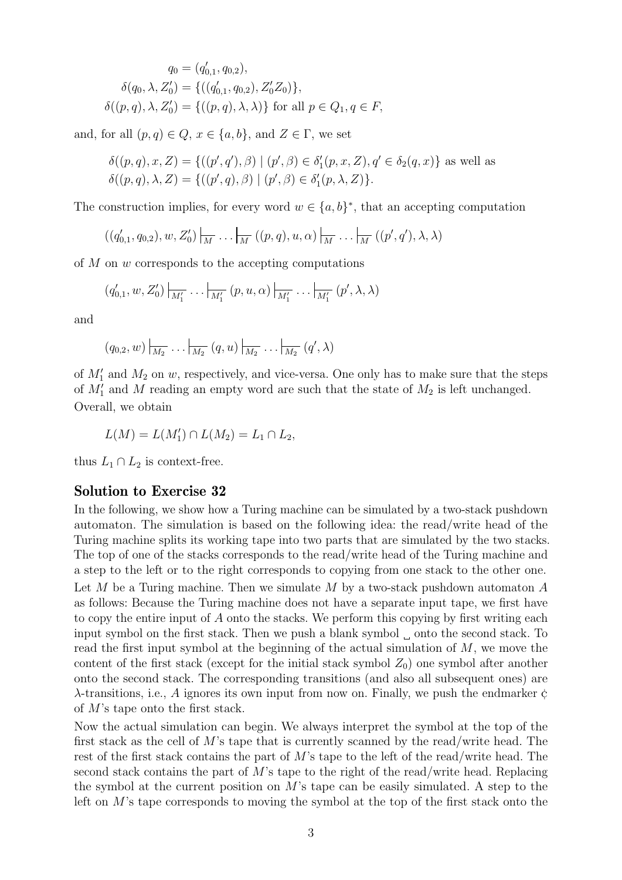$$
\begin{aligned}
q_0 &= (q'_{0,1}, q_{0,2}),\\
\delta(q_0, \lambda, Z'_0) &= \{((q'_{0,1}, q_{0,2}), Z'_0 Z_0)\},\\
\delta((p,q), \lambda, Z'_0) &= \{((p,q), \lambda, \lambda)\} \text{ for all } p \in Q_1, q \in F,
\end{aligned}
$$

and, for all $(p,q) \in Q$, $x \in \{a,b\}$, and $Z \in \Gamma$, we set

$$
\begin{aligned}
\delta((p,q), x, Z) &= \{((p', q'), \beta) \mid (p', \beta) \in \delta'_1(p, x, Z), q' \in \delta_2(q, x)\} \text{ as well as}\\
\delta((p,q), \lambda, Z) &= \{((p', q), \beta) \mid (p', \beta) \in \delta'_1(p, \lambda, Z)\}.
\end{aligned}
$$

The construction implies, for every word $w \in \{a,b\}^*$, that an accepting computation

$$
((q'_{0,1}, q_{0,2}), w, Z'_0) \vdash_M \ldots \vdash_M ((p,q), u, \alpha) \vdash_M \ldots \vdash_M ((p', q'), \lambda, \lambda)
$$

of $M$ on $w$ corresponds to the accepting computations

$$
(q'_{0,1}, w, Z'_0) \vdash_{M'_1} \ldots \vdash_{M'_1} (p, u, \alpha) \vdash_{M'_1} \ldots \vdash_{M'_1} (p', \lambda, \lambda)
$$

and

$$
(q_{0,2}, w) \vdash_{M_2} \ldots \vdash_{M_2} (q, u) \vdash_{M_2} \ldots \vdash_{M_2} (q', \lambda)
$$

of $M'_1$ and $M_2$ on $w$, respectively, and vice-versa. One only has to make sure that the steps of $M'_1$ and $M$ reading an empty word are such that the state of $M_2$ is left unchanged.

Overall, we obtain

$$
L(M) = L(M'_1) \cap L(M_2) = L_1 \cap L_2,
$$

thus $L_1 \cap L_2$ is context-free.

## Solution to Exercise 32

In the following, we show how a Turing machine can be simulated by a two-stack pushdown automaton. The simulation is based on the following idea: the read/write head of the Turing machine splits its working tape into two parts that are simulated by the two stacks. The top of one of the stacks corresponds to the read/write head of the Turing machine and a step to the left or to the right corresponds to copying from one stack to the other one.

Let $M$ be a Turing machine. Then we simulate $M$ by a two-stack pushdown automaton $A$ as follows: Because the Turing machine does not have a separate input tape, we first have to copy the entire input of $A$ onto the stacks. We perform this copying by first writing each input symbol on the first stack. Then we push a blank symbol ␣ onto the second stack. To read the first input symbol at the beginning of the actual simulation of $M$, we move the content of the first stack (except for the initial stack symbol $Z_0$) one symbol after another onto the second stack. The corresponding transitions (and also all subsequent ones) are $\lambda$-transitions, i.e., $A$ ignores its own input from now on. Finally, we push the endmarker ¢ of $M$'s tape onto the first stack.

Now the actual simulation can begin. We always interpret the symbol at the top of the first stack as the cell of $M$'s tape that is currently scanned by the read/write head. The rest of the first stack contains the part of $M$'s tape to the left of the read/write head. The second stack contains the part of $M$'s tape to the right of the read/write head. Replacing the symbol at the current position on $M$'s tape can be easily simulated. A step to the left on $M$'s tape corresponds to moving the symbol at the top of the first stack onto the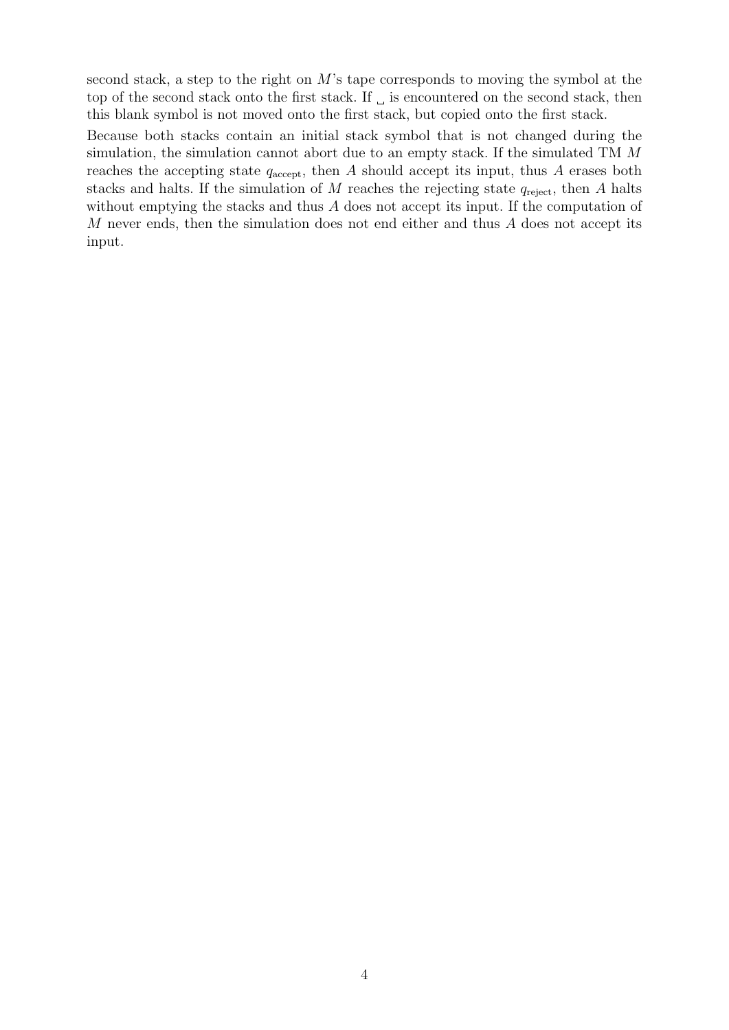second stack, a step to the right on $M$'s tape corresponds to moving the symbol at the top of the second stack onto the first stack. If $\sqcup$ is encountered on the second stack, then this blank symbol is not moved onto the first stack, but copied onto the first stack.

Because both stacks contain an initial stack symbol that is not changed during the simulation, the simulation cannot abort due to an empty stack. If the simulated TM $M$ reaches the accepting state $q_{\text{accept}}$, then $A$ should accept its input, thus $A$ erases both stacks and halts. If the simulation of $M$ reaches the rejecting state $q_{\text{reject}}$, then $A$ halts without emptying the stacks and thus $A$ does not accept its input. If the computation of $M$ never ends, then the simulation does not end either and thus $A$ does not accept its input.